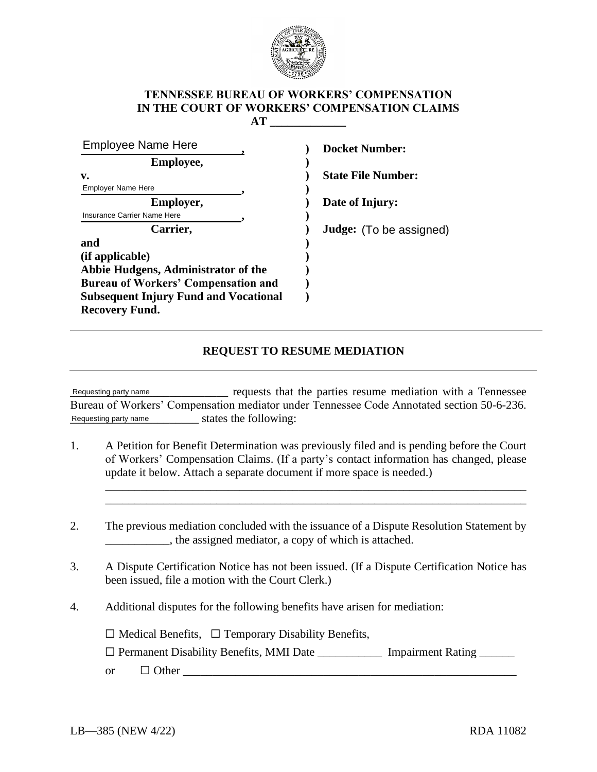**TENNESSEE BUREAU OF WORKERS' COMPENSATION**
**IN THE COURT OF WORKERS' COMPENSATION CLAIMS**
**AT ____________**

| | | |
|---|---|---|
| Employee Name Here, | ) | **Docket Number:** |
| **Employee,** | ) | |
| **v.** | ) | **State File Number:** |
| Employer Name Here, | ) | |
| **Employer,** | ) | **Date of Injury:** |
| Insurance Carrier Name Here, | ) | |
| **Carrier,** | ) | **Judge:** (To be assigned) |
| **and** | ) | |
| **(if applicable)** | ) | |
| **Abbie Hudgens, Administrator of the** | ) | |
| **Bureau of Workers' Compensation and** | ) | |
| **Subsequent Injury Fund and Vocational** | ) | |
| **Recovery Fund.** | | |

---

## REQUEST TO RESUME MEDIATION

---

Requesting party name_______________ requests that the parties resume mediation with a Tennessee Bureau of Workers' Compensation mediator under Tennessee Code Annotated section 50-6-236. Requesting party name__________ states the following:

1. A Petition for Benefit Determination was previously filed and is pending before the Court of Workers' Compensation Claims. (If a party's contact information has changed, please update it below. Attach a separate document if more space is needed.)

   ___________________________________________________________________________
   ___________________________________________________________________________

2. The previous mediation concluded with the issuance of a Dispute Resolution Statement by ___________, the assigned mediator, a copy of which is attached.

3. A Dispute Certification Notice has not been issued. (If a Dispute Certification Notice has been issued, file a motion with the Court Clerk.)

4. Additional disputes for the following benefits have arisen for mediation:

   ☐ Medical Benefits, ☐ Temporary Disability Benefits,

   ☐ Permanent Disability Benefits, MMI Date ___________ Impairment Rating ______

   or ☐ Other ___________________________________________________________

LB—385 (NEW 4/22) RDA 11082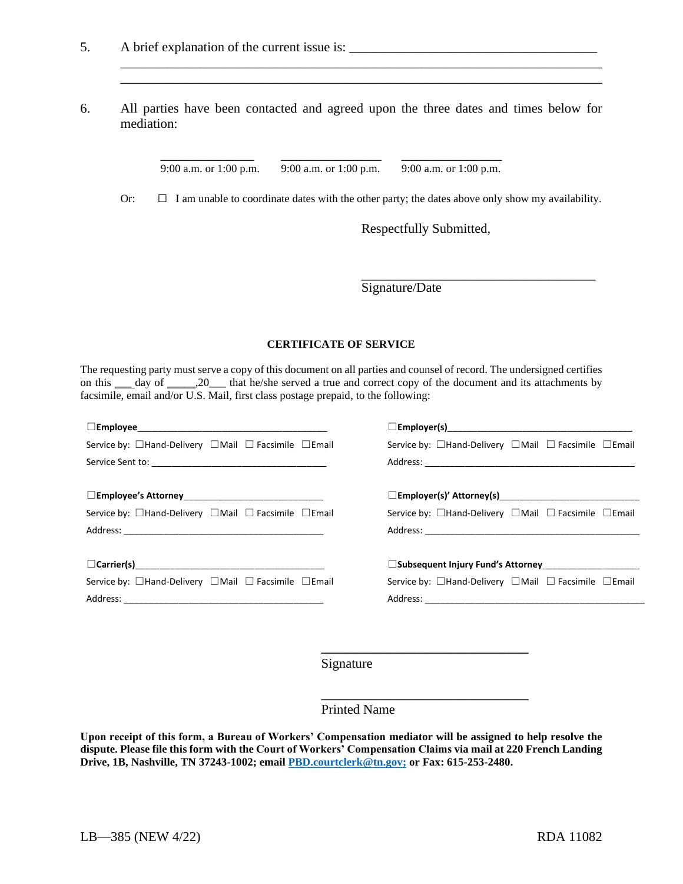5. A brief explanation of the current issue is: ______________________________________
______________________________________________________________________
______________________________________________________________________

6. All parties have been contacted and agreed upon the three dates and times below for mediation:

_______________ 9:00 a.m. or 1:00 p.m. _______________ 9:00 a.m. or 1:00 p.m. _______________ 9:00 a.m. or 1:00 p.m.

Or: ☐ I am unable to coordinate dates with the other party; the dates above only show my availability.

Respectfully Submitted,

______________________________
Signature/Date

**CERTIFICATE OF SERVICE**

The requesting party must serve a copy of this document on all parties and counsel of record. The undersigned certifies on this ___day of _____,20___ that he/she served a true and correct copy of the document and its attachments by facsimile, email and/or U.S. Mail, first class postage prepaid, to the following:

☐**Employee**______________________________
Service by: ☐Hand-Delivery ☐Mail ☐ Facsimile ☐Email
Service Sent to: ______________________________

☐**Employer(s)**______________________________
Service by: ☐Hand-Delivery ☐Mail ☐ Facsimile ☐Email
Address: ______________________________

☐**Employee's Attorney**______________________________
Service by: ☐Hand-Delivery ☐Mail ☐ Facsimile ☐Email
Address: ______________________________

☐**Employer(s)' Attorney(s)**______________________________
Service by: ☐Hand-Delivery ☐Mail ☐ Facsimile ☐Email
Address: ______________________________

☐**Carrier(s)**______________________________
Service by: ☐Hand-Delivery ☐Mail ☐ Facsimile ☐Email
Address: ______________________________

☐**Subsequent Injury Fund's Attorney**______________________________
Service by: ☐Hand-Delivery ☐Mail ☐ Facsimile ☐Email
Address: ______________________________

______________________________
Signature

______________________________
Printed Name

**Upon receipt of this form, a Bureau of Workers' Compensation mediator will be assigned to help resolve the dispute. Please file this form with the Court of Workers' Compensation Claims via mail at 220 French Landing Drive, 1B, Nashville, TN 37243-1002; email PBD.courtclerk@tn.gov; or Fax: 615-253-2480.**

LB—385 (NEW 4/22) RDA 11082